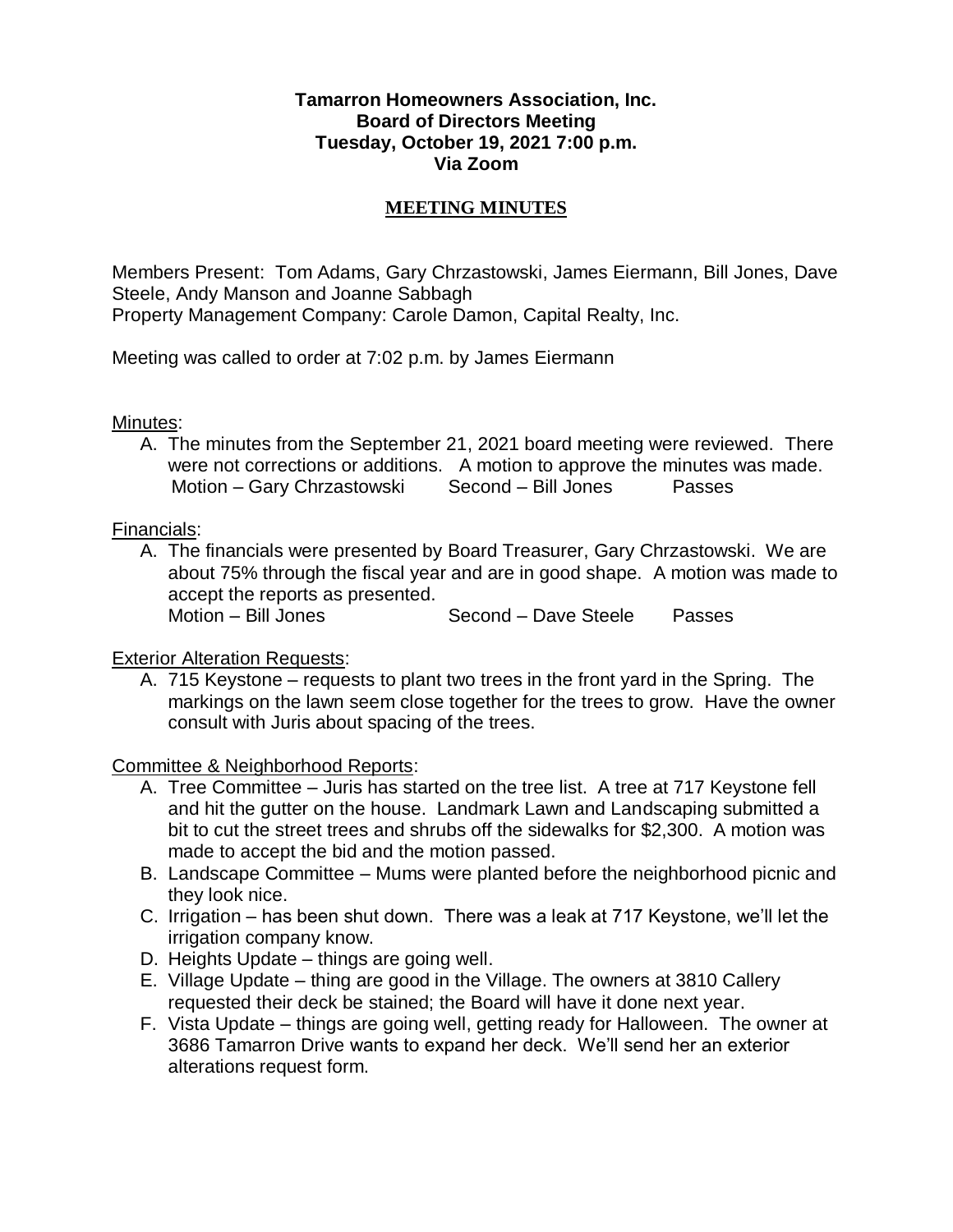**Tamarron Homeowners Association, Inc.**
**Board of Directors Meeting**
**Tuesday, October 19, 2021 7:00 p.m.**
**Via Zoom**

# MEETING MINUTES

Members Present: Tom Adams, Gary Chrzastowski, James Eiermann, Bill Jones, Dave Steele, Andy Manson and Joanne Sabbagh
Property Management Company: Carole Damon, Capital Realty, Inc.

Meeting was called to order at 7:02 p.m. by James Eiermann

## Minutes:

A. The minutes from the September 21, 2021 board meeting were reviewed. There were not corrections or additions. A motion to approve the minutes was made.
Motion – Gary Chrzastowski Second – Bill Jones Passes

## Financials:

A. The financials were presented by Board Treasurer, Gary Chrzastowski. We are about 75% through the fiscal year and are in good shape. A motion was made to accept the reports as presented.
Motion – Bill Jones Second – Dave Steele Passes

## Exterior Alteration Requests:

A. 715 Keystone – requests to plant two trees in the front yard in the Spring. The markings on the lawn seem close together for the trees to grow. Have the owner consult with Juris about spacing of the trees.

## Committee & Neighborhood Reports:

A. Tree Committee – Juris has started on the tree list. A tree at 717 Keystone fell and hit the gutter on the house. Landmark Lawn and Landscaping submitted a bit to cut the street trees and shrubs off the sidewalks for $2,300. A motion was made to accept the bid and the motion passed.
B. Landscape Committee – Mums were planted before the neighborhood picnic and they look nice.
C. Irrigation – has been shut down. There was a leak at 717 Keystone, we'll let the irrigation company know.
D. Heights Update – things are going well.
E. Village Update – thing are good in the Village. The owners at 3810 Callery requested their deck be stained; the Board will have it done next year.
F. Vista Update – things are going well, getting ready for Halloween. The owner at 3686 Tamarron Drive wants to expand her deck. We'll send her an exterior alterations request form.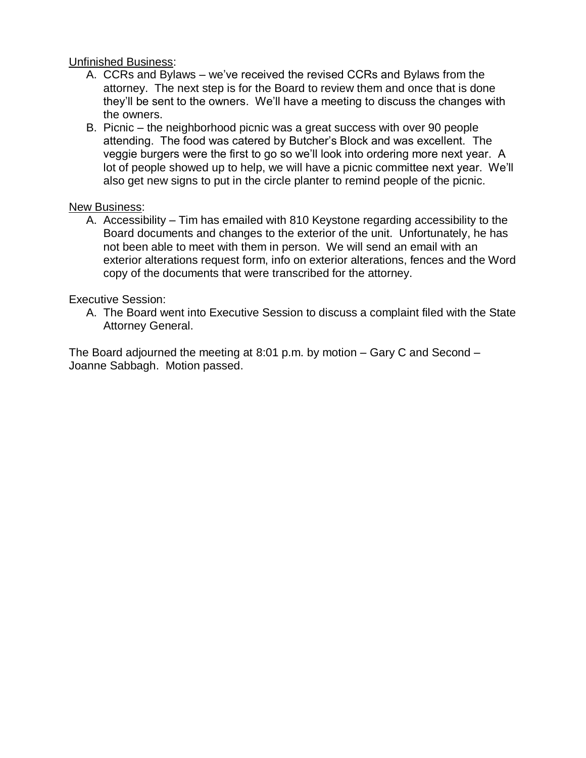Unfinished Business:

A. CCRs and Bylaws – we've received the revised CCRs and Bylaws from the attorney. The next step is for the Board to review them and once that is done they'll be sent to the owners. We'll have a meeting to discuss the changes with the owners.
B. Picnic – the neighborhood picnic was a great success with over 90 people attending. The food was catered by Butcher's Block and was excellent. The veggie burgers were the first to go so we'll look into ordering more next year. A lot of people showed up to help, we will have a picnic committee next year. We'll also get new signs to put in the circle planter to remind people of the picnic.

New Business:

A. Accessibility – Tim has emailed with 810 Keystone regarding accessibility to the Board documents and changes to the exterior of the unit. Unfortunately, he has not been able to meet with them in person. We will send an email with an exterior alterations request form, info on exterior alterations, fences and the Word copy of the documents that were transcribed for the attorney.

Executive Session:

A. The Board went into Executive Session to discuss a complaint filed with the State Attorney General.

The Board adjourned the meeting at 8:01 p.m. by motion – Gary C and Second – Joanne Sabbagh. Motion passed.